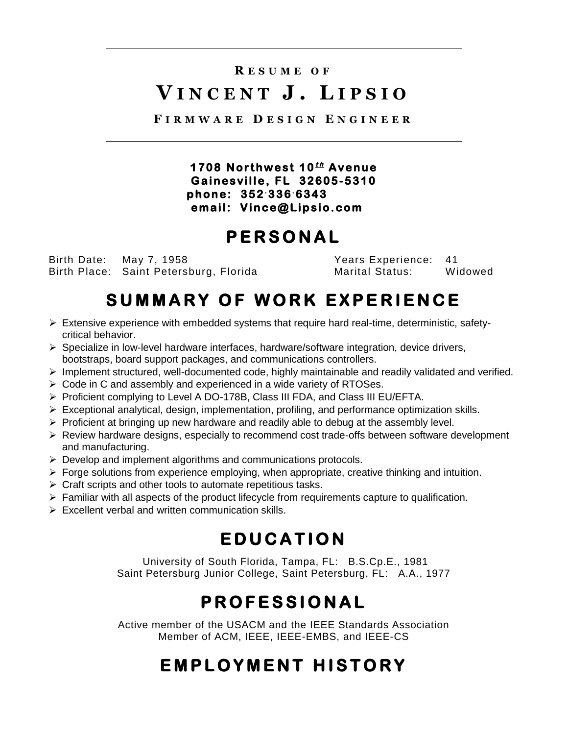**RESUME OF**

# VINCENT J. LIPSIO

**FIRMWARE DESIGN ENGINEER**

**1708 Northwest 10th Avenue**
**Gainesville, FL 32605-5310**
**phone: 352.336.6343**
**email: Vince@Lipsio.com**

## PERSONAL

| | | | |
|---|---|---|---|
| Birth Date: | May 7, 1958 | Years Experience: | 41 |
| Birth Place: | Saint Petersburg, Florida | Marital Status: | Widowed |

## SUMMARY OF WORK EXPERIENCE

- Extensive experience with embedded systems that require hard real-time, deterministic, safety-critical behavior.
- Specialize in low-level hardware interfaces, hardware/software integration, device drivers, bootstraps, board support packages, and communications controllers.
- Implement structured, well-documented code, highly maintainable and readily validated and verified.
- Code in C and assembly and experienced in a wide variety of RTOSes.
- Proficient complying to Level A DO-178B, Class III FDA, and Class III EU/EFTA.
- Exceptional analytical, design, implementation, profiling, and performance optimization skills.
- Proficient at bringing up new hardware and readily able to debug at the assembly level.
- Review hardware designs, especially to recommend cost trade-offs between software development and manufacturing.
- Develop and implement algorithms and communications protocols.
- Forge solutions from experience employing, when appropriate, creative thinking and intuition.
- Craft scripts and other tools to automate repetitious tasks.
- Familiar with all aspects of the product lifecycle from requirements capture to qualification.
- Excellent verbal and written communication skills.

## EDUCATION

University of South Florida, Tampa, FL: B.S.Cp.E., 1981
Saint Petersburg Junior College, Saint Petersburg, FL: A.A., 1977

## PROFESSIONAL

Active member of the USACM and the IEEE Standards Association
Member of ACM, IEEE, IEEE-EMBS, and IEEE-CS

## EMPLOYMENT HISTORY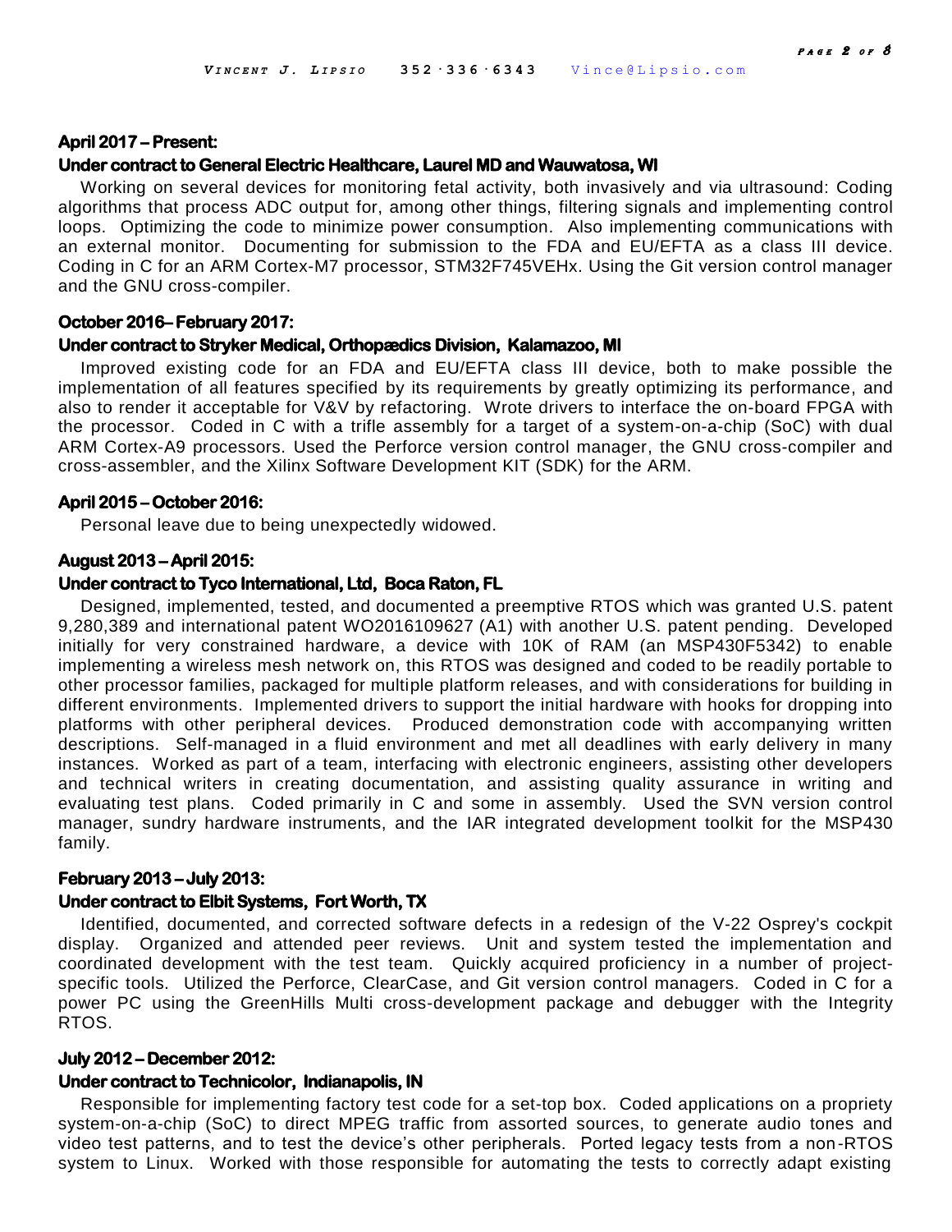**April 2017 – Present:**

**Under contract to General Electric Healthcare, Laurel MD and Wauwatosa, WI**

Working on several devices for monitoring fetal activity, both invasively and via ultrasound: Coding algorithms that process ADC output for, among other things, filtering signals and implementing control loops. Optimizing the code to minimize power consumption. Also implementing communications with an external monitor. Documenting for submission to the FDA and EU/EFTA as a class III device. Coding in C for an ARM Cortex-M7 processor, STM32F745VEHx. Using the Git version control manager and the GNU cross-compiler.

**October 2016– February 2017:**

**Under contract to Stryker Medical, Orthopædics Division, Kalamazoo, MI**

Improved existing code for an FDA and EU/EFTA class III device, both to make possible the implementation of all features specified by its requirements by greatly optimizing its performance, and also to render it acceptable for V&V by refactoring. Wrote drivers to interface the on-board FPGA with the processor. Coded in C with a trifle assembly for a target of a system-on-a-chip (SoC) with dual ARM Cortex-A9 processors. Used the Perforce version control manager, the GNU cross-compiler and cross-assembler, and the Xilinx Software Development KIT (SDK) for the ARM.

**April 2015 – October 2016:**

Personal leave due to being unexpectedly widowed.

**August 2013 – April 2015:**

**Under contract to Tyco International, Ltd, Boca Raton, FL**

Designed, implemented, tested, and documented a preemptive RTOS which was granted U.S. patent 9,280,389 and international patent WO2016109627 (A1) with another U.S. patent pending. Developed initially for very constrained hardware, a device with 10K of RAM (an MSP430F5342) to enable implementing a wireless mesh network on, this RTOS was designed and coded to be readily portable to other processor families, packaged for multiple platform releases, and with considerations for building in different environments. Implemented drivers to support the initial hardware with hooks for dropping into platforms with other peripheral devices. Produced demonstration code with accompanying written descriptions. Self-managed in a fluid environment and met all deadlines with early delivery in many instances. Worked as part of a team, interfacing with electronic engineers, assisting other developers and technical writers in creating documentation, and assisting quality assurance in writing and evaluating test plans. Coded primarily in C and some in assembly. Used the SVN version control manager, sundry hardware instruments, and the IAR integrated development toolkit for the MSP430 family.

**February 2013 – July 2013:**

**Under contract to Elbit Systems, Fort Worth, TX**

Identified, documented, and corrected software defects in a redesign of the V-22 Osprey's cockpit display. Organized and attended peer reviews. Unit and system tested the implementation and coordinated development with the test team. Quickly acquired proficiency in a number of project-specific tools. Utilized the Perforce, ClearCase, and Git version control managers. Coded in C for a power PC using the GreenHills Multi cross-development package and debugger with the Integrity RTOS.

**July 2012 – December 2012:**

**Under contract to Technicolor, Indianapolis, IN**

Responsible for implementing factory test code for a set-top box. Coded applications on a propriety system-on-a-chip (SoC) to direct MPEG traffic from assorted sources, to generate audio tones and video test patterns, and to test the device's other peripherals. Ported legacy tests from a non-RTOS system to Linux. Worked with those responsible for automating the tests to correctly adapt existing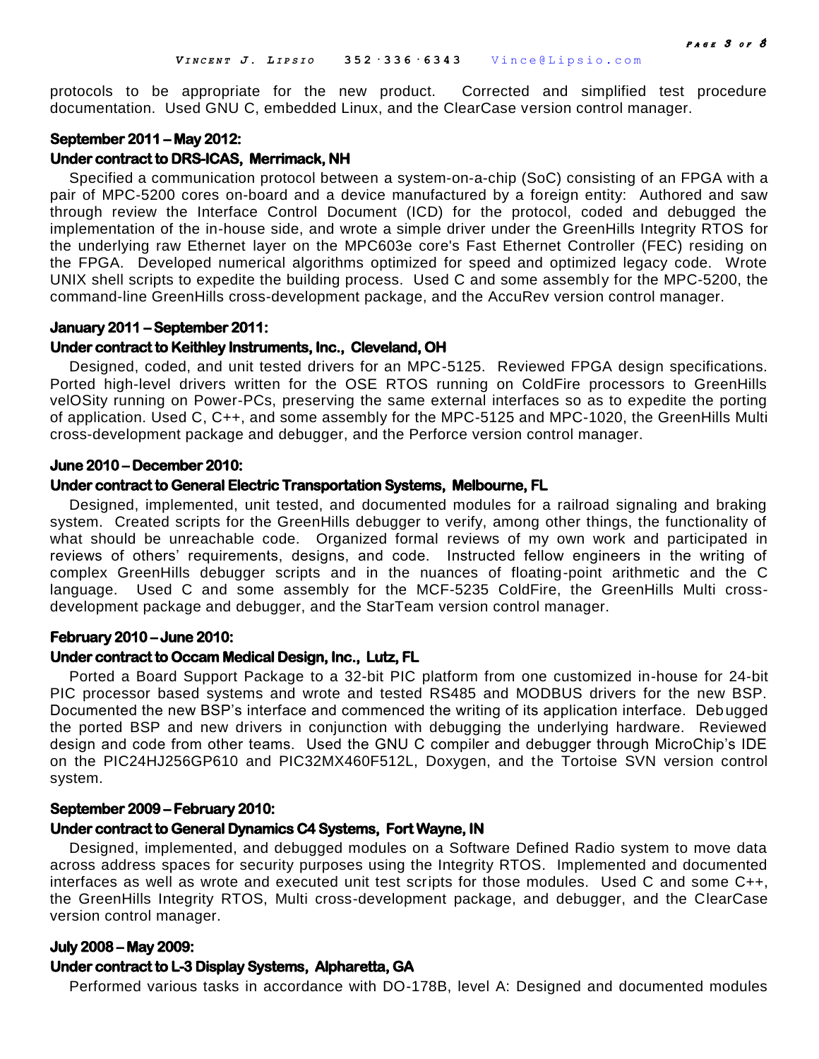protocols to be appropriate for the new product. Corrected and simplified test procedure documentation. Used GNU C, embedded Linux, and the ClearCase version control manager.

**September 2011 – May 2012:**
**Under contract to DRS-ICAS, Merrimack, NH**

Specified a communication protocol between a system-on-a-chip (SoC) consisting of an FPGA with a pair of MPC-5200 cores on-board and a device manufactured by a foreign entity: Authored and saw through review the Interface Control Document (ICD) for the protocol, coded and debugged the implementation of the in-house side, and wrote a simple driver under the GreenHills Integrity RTOS for the underlying raw Ethernet layer on the MPC603e core's Fast Ethernet Controller (FEC) residing on the FPGA. Developed numerical algorithms optimized for speed and optimized legacy code. Wrote UNIX shell scripts to expedite the building process. Used C and some assembly for the MPC-5200, the command-line GreenHills cross-development package, and the AccuRev version control manager.

**January 2011 – September 2011:**
**Under contract to Keithley Instruments, Inc., Cleveland, OH**

Designed, coded, and unit tested drivers for an MPC-5125. Reviewed FPGA design specifications. Ported high-level drivers written for the OSE RTOS running on ColdFire processors to GreenHills velOSity running on Power-PCs, preserving the same external interfaces so as to expedite the porting of application. Used C, C++, and some assembly for the MPC-5125 and MPC-1020, the GreenHills Multi cross-development package and debugger, and the Perforce version control manager.

**June 2010 – December 2010:**
**Under contract to General Electric Transportation Systems, Melbourne, FL**

Designed, implemented, unit tested, and documented modules for a railroad signaling and braking system. Created scripts for the GreenHills debugger to verify, among other things, the functionality of what should be unreachable code. Organized formal reviews of my own work and participated in reviews of others' requirements, designs, and code. Instructed fellow engineers in the writing of complex GreenHills debugger scripts and in the nuances of floating-point arithmetic and the C language. Used C and some assembly for the MCF-5235 ColdFire, the GreenHills Multi cross-development package and debugger, and the StarTeam version control manager.

**February 2010 – June 2010:**
**Under contract to Occam Medical Design, Inc., Lutz, FL**

Ported a Board Support Package to a 32-bit PIC platform from one customized in-house for 24-bit PIC processor based systems and wrote and tested RS485 and MODBUS drivers for the new BSP. Documented the new BSP's interface and commenced the writing of its application interface. Debugged the ported BSP and new drivers in conjunction with debugging the underlying hardware. Reviewed design and code from other teams. Used the GNU C compiler and debugger through MicroChip's IDE on the PIC24HJ256GP610 and PIC32MX460F512L, Doxygen, and the Tortoise SVN version control system.

**September 2009 – February 2010:**
**Under contract to General Dynamics C4 Systems, Fort Wayne, IN**

Designed, implemented, and debugged modules on a Software Defined Radio system to move data across address spaces for security purposes using the Integrity RTOS. Implemented and documented interfaces as well as wrote and executed unit test scripts for those modules. Used C and some C++, the GreenHills Integrity RTOS, Multi cross-development package, and debugger, and the ClearCase version control manager.

**July 2008 – May 2009:**
**Under contract to L-3 Display Systems, Alpharetta, GA**

Performed various tasks in accordance with DO-178B, level A: Designed and documented modules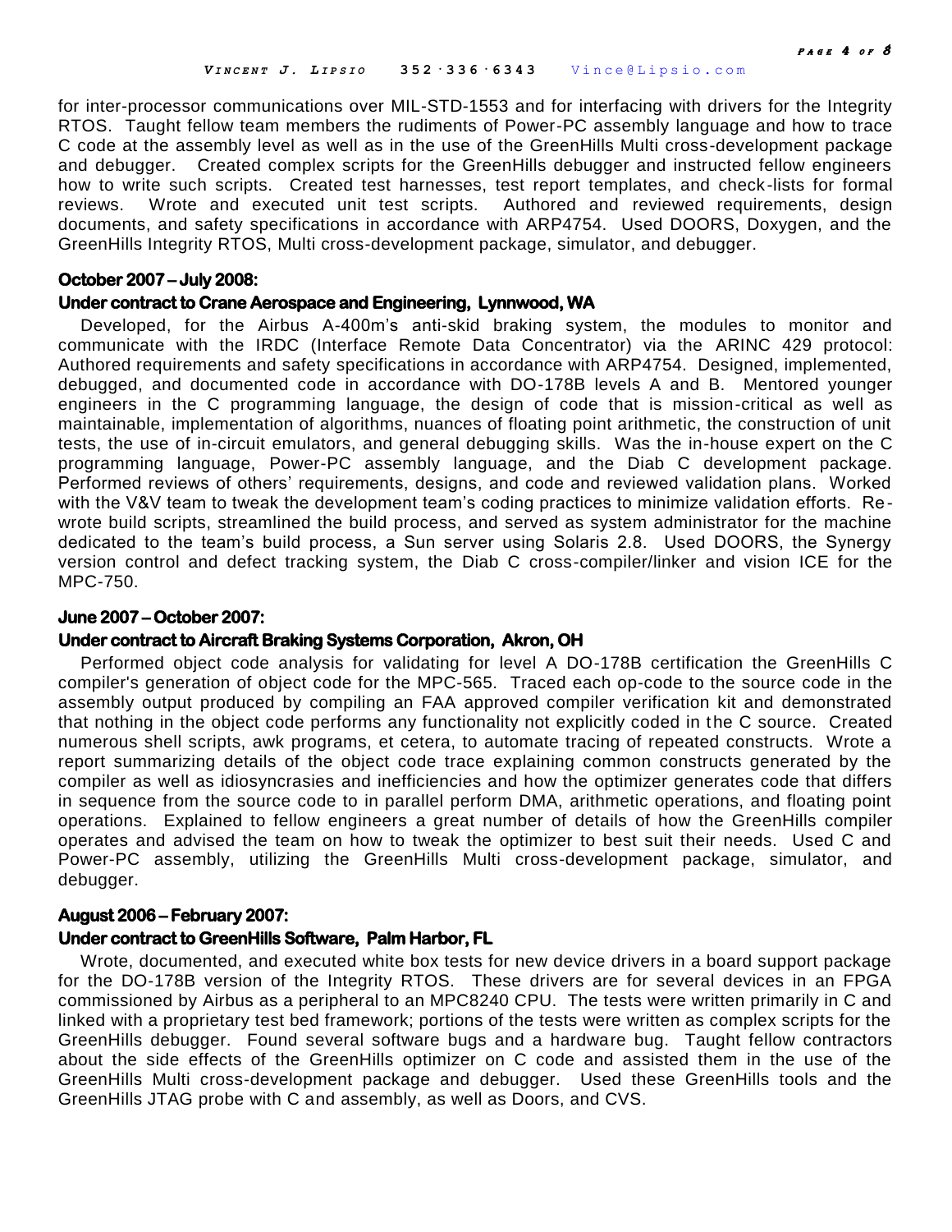for inter-processor communications over MIL-STD-1553 and for interfacing with drivers for the Integrity RTOS. Taught fellow team members the rudiments of Power-PC assembly language and how to trace C code at the assembly level as well as in the use of the GreenHills Multi cross-development package and debugger. Created complex scripts for the GreenHills debugger and instructed fellow engineers how to write such scripts. Created test harnesses, test report templates, and check-lists for formal reviews. Wrote and executed unit test scripts. Authored and reviewed requirements, design documents, and safety specifications in accordance with ARP4754. Used DOORS, Doxygen, and the GreenHills Integrity RTOS, Multi cross-development package, simulator, and debugger.

**October 2007 – July 2008:**

**Under contract to Crane Aerospace and Engineering, Lynnwood, WA**

Developed, for the Airbus A-400m's anti-skid braking system, the modules to monitor and communicate with the IRDC (Interface Remote Data Concentrator) via the ARINC 429 protocol: Authored requirements and safety specifications in accordance with ARP4754. Designed, implemented, debugged, and documented code in accordance with DO-178B levels A and B. Mentored younger engineers in the C programming language, the design of code that is mission-critical as well as maintainable, implementation of algorithms, nuances of floating point arithmetic, the construction of unit tests, the use of in-circuit emulators, and general debugging skills. Was the in-house expert on the C programming language, Power-PC assembly language, and the Diab C development package. Performed reviews of others' requirements, designs, and code and reviewed validation plans. Worked with the V&V team to tweak the development team's coding practices to minimize validation efforts. Re-wrote build scripts, streamlined the build process, and served as system administrator for the machine dedicated to the team's build process, a Sun server using Solaris 2.8. Used DOORS, the Synergy version control and defect tracking system, the Diab C cross-compiler/linker and vision ICE for the MPC-750.

**June 2007 – October 2007:**

**Under contract to Aircraft Braking Systems Corporation, Akron, OH**

Performed object code analysis for validating for level A DO-178B certification the GreenHills C compiler's generation of object code for the MPC-565. Traced each op-code to the source code in the assembly output produced by compiling an FAA approved compiler verification kit and demonstrated that nothing in the object code performs any functionality not explicitly coded in the C source. Created numerous shell scripts, awk programs, et cetera, to automate tracing of repeated constructs. Wrote a report summarizing details of the object code trace explaining common constructs generated by the compiler as well as idiosyncrasies and inefficiencies and how the optimizer generates code that differs in sequence from the source code to in parallel perform DMA, arithmetic operations, and floating point operations. Explained to fellow engineers a great number of details of how the GreenHills compiler operates and advised the team on how to tweak the optimizer to best suit their needs. Used C and Power-PC assembly, utilizing the GreenHills Multi cross-development package, simulator, and debugger.

**August 2006 – February 2007:**

**Under contract to GreenHills Software, Palm Harbor, FL**

Wrote, documented, and executed white box tests for new device drivers in a board support package for the DO-178B version of the Integrity RTOS. These drivers are for several devices in an FPGA commissioned by Airbus as a peripheral to an MPC8240 CPU. The tests were written primarily in C and linked with a proprietary test bed framework; portions of the tests were written as complex scripts for the GreenHills debugger. Found several software bugs and a hardware bug. Taught fellow contractors about the side effects of the GreenHills optimizer on C code and assisted them in the use of the GreenHills Multi cross-development package and debugger. Used these GreenHills tools and the GreenHills JTAG probe with C and assembly, as well as Doors, and CVS.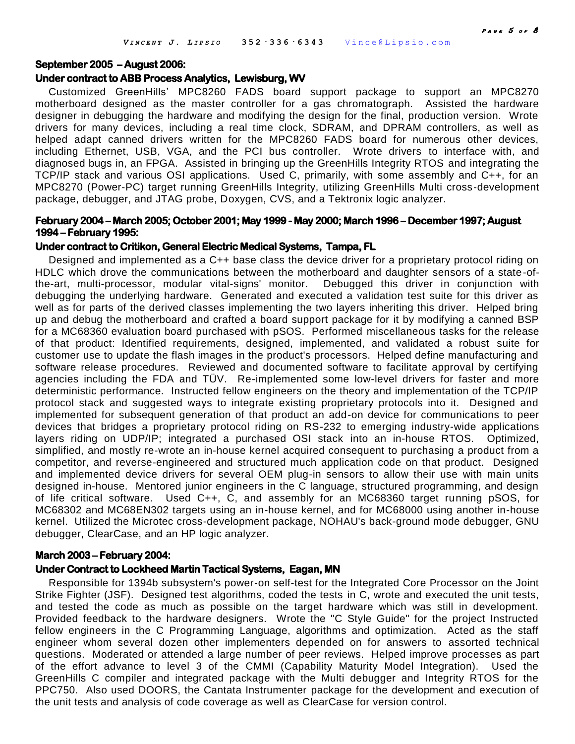**September 2005 – August 2006:**

**Under contract to ABB Process Analytics, Lewisburg, WV**

Customized GreenHills' MPC8260 FADS board support package to support an MPC8270 motherboard designed as the master controller for a gas chromatograph. Assisted the hardware designer in debugging the hardware and modifying the design for the final, production version. Wrote drivers for many devices, including a real time clock, SDRAM, and DPRAM controllers, as well as helped adapt canned drivers written for the MPC8260 FADS board for numerous other devices, including Ethernet, USB, VGA, and the PCI bus controller. Wrote drivers to interface with, and diagnosed bugs in, an FPGA. Assisted in bringing up the GreenHills Integrity RTOS and integrating the TCP/IP stack and various OSI applications. Used C, primarily, with some assembly and C++, for an MPC8270 (Power-PC) target running GreenHills Integrity, utilizing GreenHills Multi cross-development package, debugger, and JTAG probe, Doxygen, CVS, and a Tektronix logic analyzer.

**February 2004 – March 2005; October 2001; May 1999 - May 2000; March 1996 – December 1997; August 1994 – February 1995:**

**Under contract to Critikon, General Electric Medical Systems, Tampa, FL**

Designed and implemented as a C++ base class the device driver for a proprietary protocol riding on HDLC which drove the communications between the motherboard and daughter sensors of a state-of-the-art, multi-processor, modular vital-signs' monitor. Debugged this driver in conjunction with debugging the underlying hardware. Generated and executed a validation test suite for this driver as well as for parts of the derived classes implementing the two layers inheriting this driver. Helped bring up and debug the motherboard and crafted a board support package for it by modifying a canned BSP for a MC68360 evaluation board purchased with pSOS. Performed miscellaneous tasks for the release of that product: Identified requirements, designed, implemented, and validated a robust suite for customer use to update the flash images in the product's processors. Helped define manufacturing and software release procedures. Reviewed and documented software to facilitate approval by certifying agencies including the FDA and TÜV. Re-implemented some low-level drivers for faster and more deterministic performance. Instructed fellow engineers on the theory and implementation of the TCP/IP protocol stack and suggested ways to integrate existing proprietary protocols into it. Designed and implemented for subsequent generation of that product an add-on device for communications to peer devices that bridges a proprietary protocol riding on RS-232 to emerging industry-wide applications layers riding on UDP/IP; integrated a purchased OSI stack into an in-house RTOS. Optimized, simplified, and mostly re-wrote an in-house kernel acquired consequent to purchasing a product from a competitor, and reverse-engineered and structured much application code on that product. Designed and implemented device drivers for several OEM plug-in sensors to allow their use with main units designed in-house. Mentored junior engineers in the C language, structured programming, and design of life critical software. Used C++, C, and assembly for an MC68360 target running pSOS, for MC68302 and MC68EN302 targets using an in-house kernel, and for MC68000 using another in-house kernel. Utilized the Microtec cross-development package, NOHAU's back-ground mode debugger, GNU debugger, ClearCase, and an HP logic analyzer.

**March 2003 – February 2004:**

**Under Contract to Lockheed Martin Tactical Systems, Eagan, MN**

Responsible for 1394b subsystem's power-on self-test for the Integrated Core Processor on the Joint Strike Fighter (JSF). Designed test algorithms, coded the tests in C, wrote and executed the unit tests, and tested the code as much as possible on the target hardware which was still in development. Provided feedback to the hardware designers. Wrote the "C Style Guide" for the project Instructed fellow engineers in the C Programming Language, algorithms and optimization. Acted as the staff engineer whom several dozen other implementers depended on for answers to assorted technical questions. Moderated or attended a large number of peer reviews. Helped improve processes as part of the effort advance to level 3 of the CMMI (Capability Maturity Model Integration). Used the GreenHills C compiler and integrated package with the Multi debugger and Integrity RTOS for the PPC750. Also used DOORS, the Cantata Instrumenter package for the development and execution of the unit tests and analysis of code coverage as well as ClearCase for version control.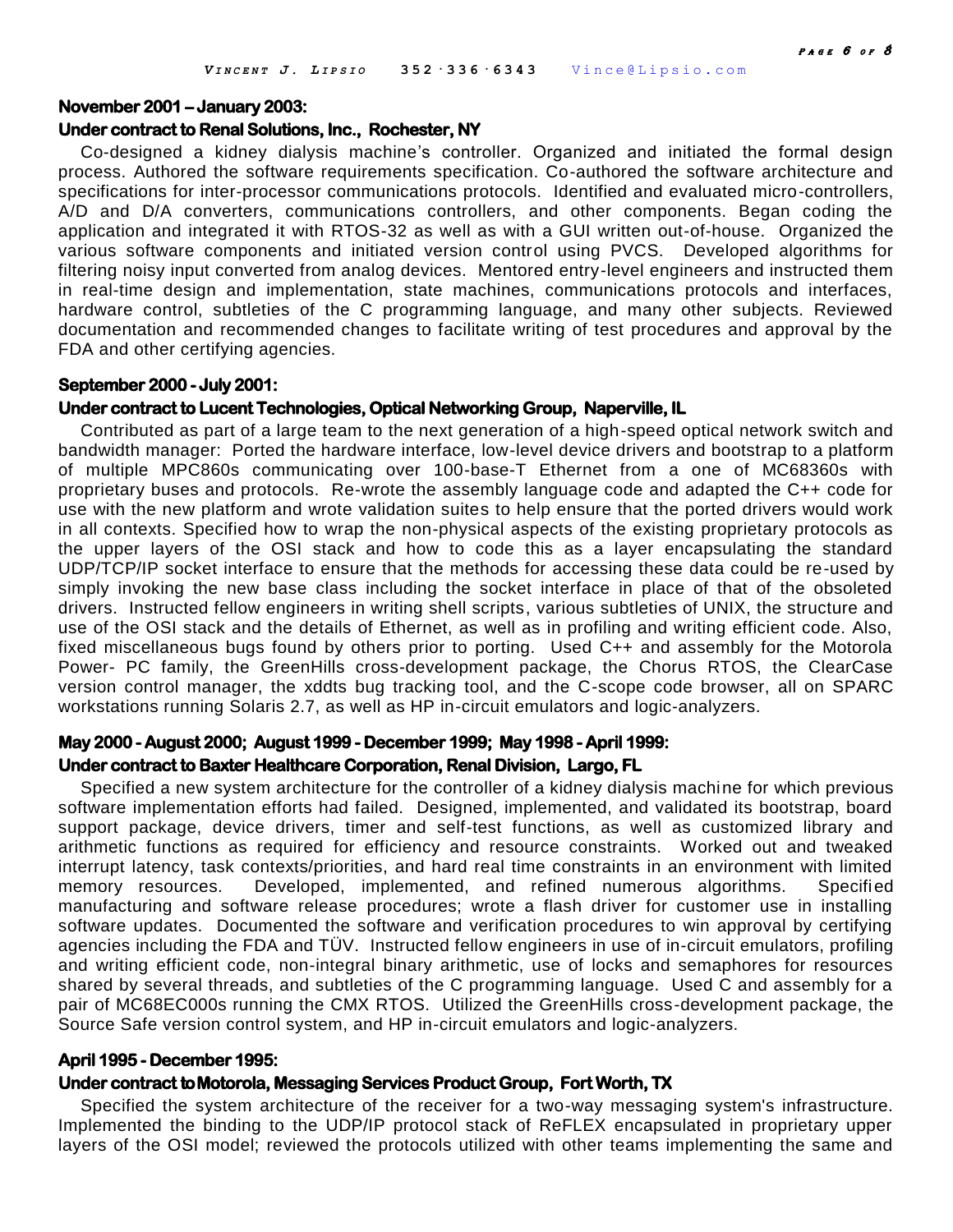**November 2001 – January 2003:**
**Under contract to Renal Solutions, Inc., Rochester, NY**

Co-designed a kidney dialysis machine's controller. Organized and initiated the formal design process. Authored the software requirements specification. Co-authored the software architecture and specifications for inter-processor communications protocols. Identified and evaluated micro-controllers, A/D and D/A converters, communications controllers, and other components. Began coding the application and integrated it with RTOS-32 as well as with a GUI written out-of-house. Organized the various software components and initiated version control using PVCS. Developed algorithms for filtering noisy input converted from analog devices. Mentored entry-level engineers and instructed them in real-time design and implementation, state machines, communications protocols and interfaces, hardware control, subtleties of the C programming language, and many other subjects. Reviewed documentation and recommended changes to facilitate writing of test procedures and approval by the FDA and other certifying agencies.

**September 2000 - July 2001:**
**Under contract to Lucent Technologies, Optical Networking Group, Naperville, IL**

Contributed as part of a large team to the next generation of a high-speed optical network switch and bandwidth manager: Ported the hardware interface, low-level device drivers and bootstrap to a platform of multiple MPC860s communicating over 100-base-T Ethernet from a one of MC68360s with proprietary buses and protocols. Re-wrote the assembly language code and adapted the C++ code for use with the new platform and wrote validation suites to help ensure that the ported drivers would work in all contexts. Specified how to wrap the non-physical aspects of the existing proprietary protocols as the upper layers of the OSI stack and how to code this as a layer encapsulating the standard UDP/TCP/IP socket interface to ensure that the methods for accessing these data could be re-used by simply invoking the new base class including the socket interface in place of that of the obsoleted drivers. Instructed fellow engineers in writing shell scripts, various subtleties of UNIX, the structure and use of the OSI stack and the details of Ethernet, as well as in profiling and writing efficient code. Also, fixed miscellaneous bugs found by others prior to porting. Used C++ and assembly for the Motorola Power- PC family, the GreenHills cross-development package, the Chorus RTOS, the ClearCase version control manager, the xddts bug tracking tool, and the C-scope code browser, all on SPARC workstations running Solaris 2.7, as well as HP in-circuit emulators and logic-analyzers.

**May 2000 - August 2000; August 1999 - December 1999; May 1998 - April 1999:**
**Under contract to Baxter Healthcare Corporation, Renal Division, Largo, FL**

Specified a new system architecture for the controller of a kidney dialysis machine for which previous software implementation efforts had failed. Designed, implemented, and validated its bootstrap, board support package, device drivers, timer and self-test functions, as well as customized library and arithmetic functions as required for efficiency and resource constraints. Worked out and tweaked interrupt latency, task contexts/priorities, and hard real time constraints in an environment with limited memory resources. Developed, implemented, and refined numerous algorithms. Specified manufacturing and software release procedures; wrote a flash driver for customer use in installing software updates. Documented the software and verification procedures to win approval by certifying agencies including the FDA and TÜV. Instructed fellow engineers in use of in-circuit emulators, profiling and writing efficient code, non-integral binary arithmetic, use of locks and semaphores for resources shared by several threads, and subtleties of the C programming language. Used C and assembly for a pair of MC68EC000s running the CMX RTOS. Utilized the GreenHills cross-development package, the Source Safe version control system, and HP in-circuit emulators and logic-analyzers.

**April 1995 - December 1995:**
**Under contract to Motorola, Messaging Services Product Group, Fort Worth, TX**

Specified the system architecture of the receiver for a two-way messaging system's infrastructure. Implemented the binding to the UDP/IP protocol stack of ReFLEX encapsulated in proprietary upper layers of the OSI model; reviewed the protocols utilized with other teams implementing the same and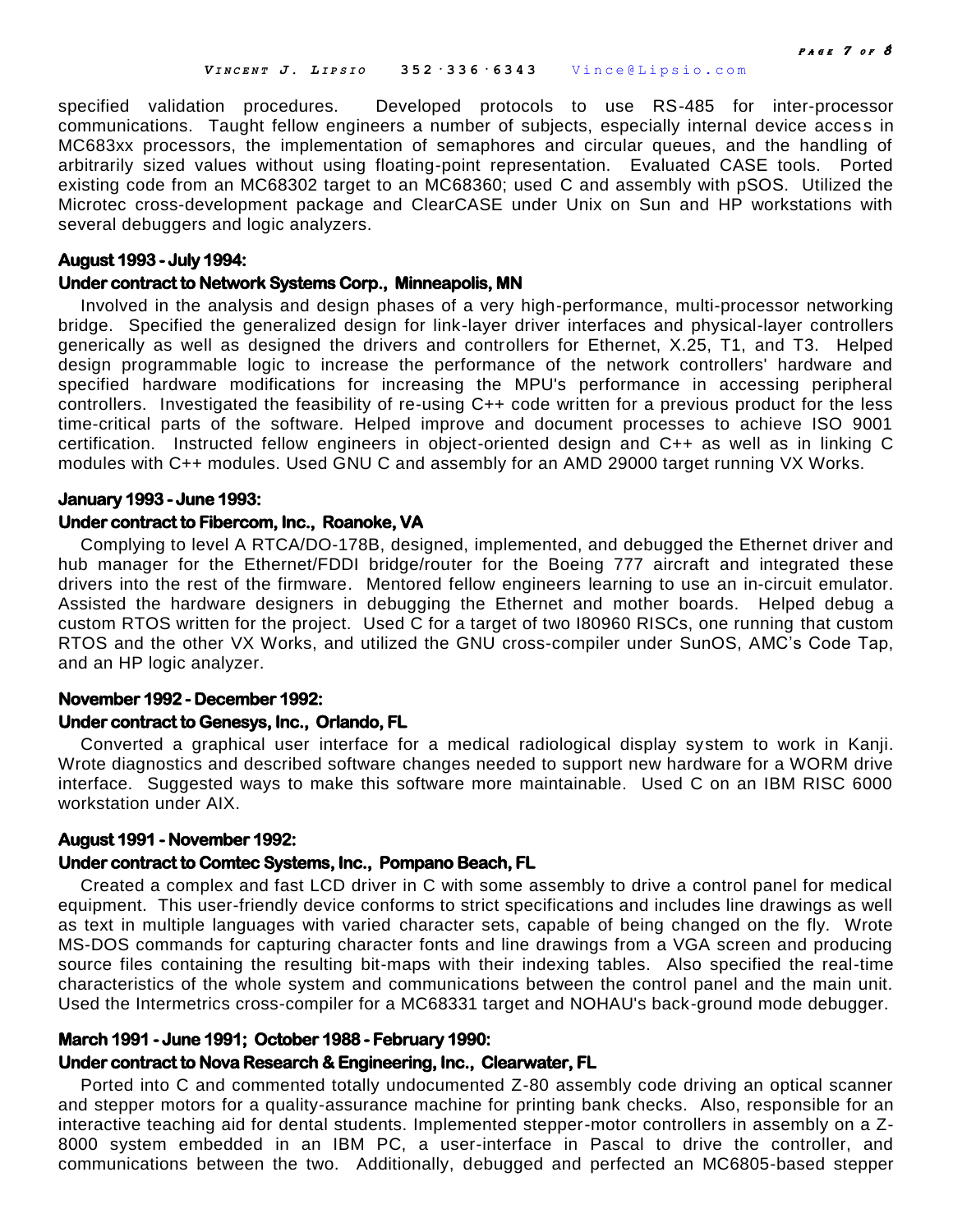specified validation procedures. Developed protocols to use RS-485 for inter-processor communications. Taught fellow engineers a number of subjects, especially internal device access in MC683xx processors, the implementation of semaphores and circular queues, and the handling of arbitrarily sized values without using floating-point representation. Evaluated CASE tools. Ported existing code from an MC68302 target to an MC68360; used C and assembly with pSOS. Utilized the Microtec cross-development package and ClearCASE under Unix on Sun and HP workstations with several debuggers and logic analyzers.

**August 1993 - July 1994:**
**Under contract to Network Systems Corp., Minneapolis, MN**

Involved in the analysis and design phases of a very high-performance, multi-processor networking bridge. Specified the generalized design for link-layer driver interfaces and physical-layer controllers generically as well as designed the drivers and controllers for Ethernet, X.25, T1, and T3. Helped design programmable logic to increase the performance of the network controllers' hardware and specified hardware modifications for increasing the MPU's performance in accessing peripheral controllers. Investigated the feasibility of re-using C++ code written for a previous product for the less time-critical parts of the software. Helped improve and document processes to achieve ISO 9001 certification. Instructed fellow engineers in object-oriented design and C++ as well as in linking C modules with C++ modules. Used GNU C and assembly for an AMD 29000 target running VX Works.

**January 1993 - June 1993:**
**Under contract to Fibercom, Inc., Roanoke, VA**

Complying to level A RTCA/DO-178B, designed, implemented, and debugged the Ethernet driver and hub manager for the Ethernet/FDDI bridge/router for the Boeing 777 aircraft and integrated these drivers into the rest of the firmware. Mentored fellow engineers learning to use an in-circuit emulator. Assisted the hardware designers in debugging the Ethernet and mother boards. Helped debug a custom RTOS written for the project. Used C for a target of two I80960 RISCs, one running that custom RTOS and the other VX Works, and utilized the GNU cross-compiler under SunOS, AMC's Code Tap, and an HP logic analyzer.

**November 1992 - December 1992:**
**Under contract to Genesys, Inc., Orlando, FL**

Converted a graphical user interface for a medical radiological display system to work in Kanji. Wrote diagnostics and described software changes needed to support new hardware for a WORM drive interface. Suggested ways to make this software more maintainable. Used C on an IBM RISC 6000 workstation under AIX.

**August 1991 - November 1992:**
**Under contract to Comtec Systems, Inc., Pompano Beach, FL**

Created a complex and fast LCD driver in C with some assembly to drive a control panel for medical equipment. This user-friendly device conforms to strict specifications and includes line drawings as well as text in multiple languages with varied character sets, capable of being changed on the fly. Wrote MS-DOS commands for capturing character fonts and line drawings from a VGA screen and producing source files containing the resulting bit-maps with their indexing tables. Also specified the real-time characteristics of the whole system and communications between the control panel and the main unit. Used the Intermetrics cross-compiler for a MC68331 target and NOHAU's back-ground mode debugger.

**March 1991 - June 1991; October 1988 - February 1990:**
**Under contract to Nova Research & Engineering, Inc., Clearwater, FL**

Ported into C and commented totally undocumented Z-80 assembly code driving an optical scanner and stepper motors for a quality-assurance machine for printing bank checks. Also, responsible for an interactive teaching aid for dental students. Implemented stepper-motor controllers in assembly on a Z-8000 system embedded in an IBM PC, a user-interface in Pascal to drive the controller, and communications between the two. Additionally, debugged and perfected an MC6805-based stepper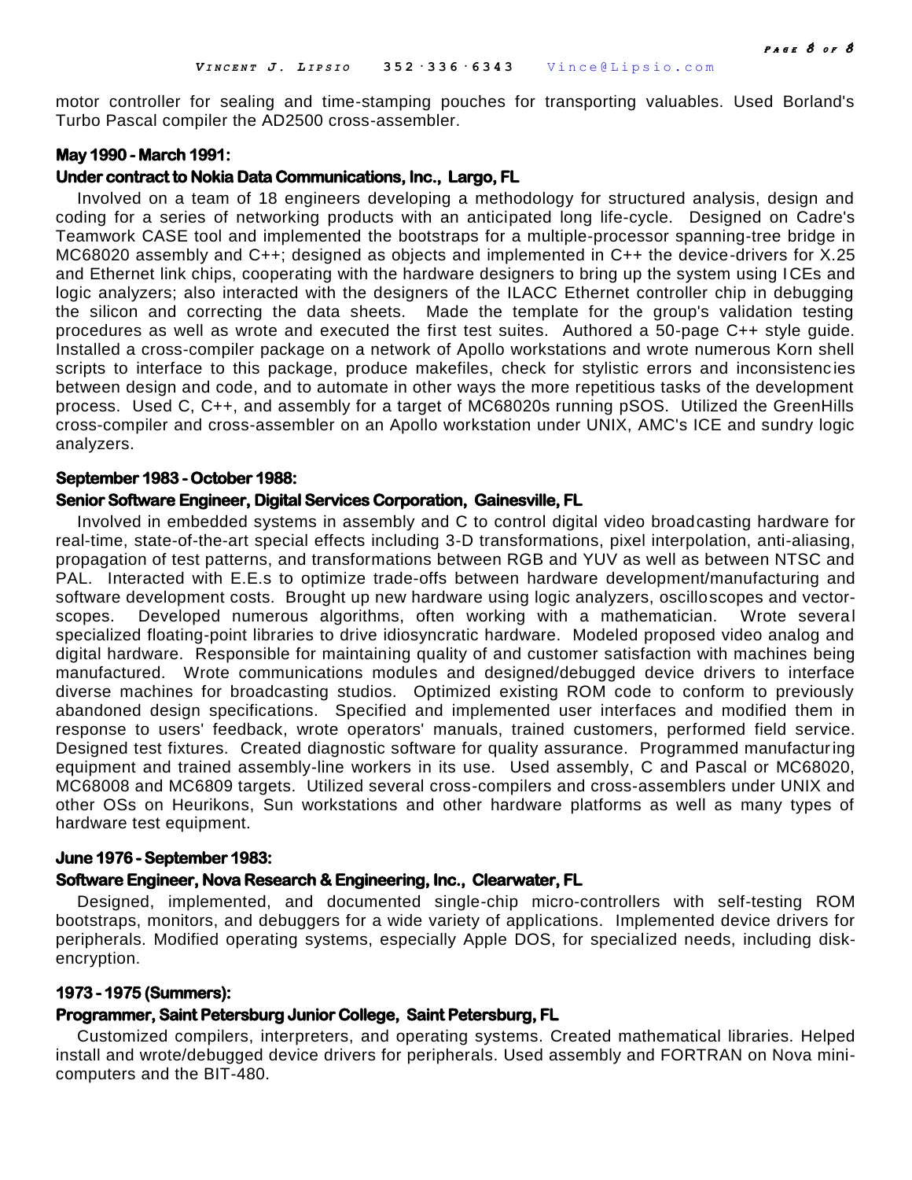motor controller for sealing and time-stamping pouches for transporting valuables. Used Borland's Turbo Pascal compiler the AD2500 cross-assembler.

**May 1990 - March 1991:**

**Under contract to Nokia Data Communications, Inc., Largo, FL**

Involved on a team of 18 engineers developing a methodology for structured analysis, design and coding for a series of networking products with an anticipated long life-cycle. Designed on Cadre's Teamwork CASE tool and implemented the bootstraps for a multiple-processor spanning-tree bridge in MC68020 assembly and C++; designed as objects and implemented in C++ the device-drivers for X.25 and Ethernet link chips, cooperating with the hardware designers to bring up the system using ICEs and logic analyzers; also interacted with the designers of the ILACC Ethernet controller chip in debugging the silicon and correcting the data sheets. Made the template for the group's validation testing procedures as well as wrote and executed the first test suites. Authored a 50-page C++ style guide. Installed a cross-compiler package on a network of Apollo workstations and wrote numerous Korn shell scripts to interface to this package, produce makefiles, check for stylistic errors and inconsistencies between design and code, and to automate in other ways the more repetitious tasks of the development process. Used C, C++, and assembly for a target of MC68020s running pSOS. Utilized the GreenHills cross-compiler and cross-assembler on an Apollo workstation under UNIX, AMC's ICE and sundry logic analyzers.

**September 1983 - October 1988:**

**Senior Software Engineer, Digital Services Corporation, Gainesville, FL**

Involved in embedded systems in assembly and C to control digital video broadcasting hardware for real-time, state-of-the-art special effects including 3-D transformations, pixel interpolation, anti-aliasing, propagation of test patterns, and transformations between RGB and YUV as well as between NTSC and PAL. Interacted with E.E.s to optimize trade-offs between hardware development/manufacturing and software development costs. Brought up new hardware using logic analyzers, oscilloscopes and vector-scopes. Developed numerous algorithms, often working with a mathematician. Wrote several specialized floating-point libraries to drive idiosyncratic hardware. Modeled proposed video analog and digital hardware. Responsible for maintaining quality of and customer satisfaction with machines being manufactured. Wrote communications modules and designed/debugged device drivers to interface diverse machines for broadcasting studios. Optimized existing ROM code to conform to previously abandoned design specifications. Specified and implemented user interfaces and modified them in response to users' feedback, wrote operators' manuals, trained customers, performed field service. Designed test fixtures. Created diagnostic software for quality assurance. Programmed manufacturing equipment and trained assembly-line workers in its use. Used assembly, C and Pascal or MC68020, MC68008 and MC6809 targets. Utilized several cross-compilers and cross-assemblers under UNIX and other OSs on Heurikons, Sun workstations and other hardware platforms as well as many types of hardware test equipment.

**June 1976 - September 1983:**

**Software Engineer, Nova Research & Engineering, Inc., Clearwater, FL**

Designed, implemented, and documented single-chip micro-controllers with self-testing ROM bootstraps, monitors, and debuggers for a wide variety of applications. Implemented device drivers for peripherals. Modified operating systems, especially Apple DOS, for specialized needs, including disk-encryption.

**1973 - 1975 (Summers):**

**Programmer, Saint Petersburg Junior College, Saint Petersburg, FL**

Customized compilers, interpreters, and operating systems. Created mathematical libraries. Helped install and wrote/debugged device drivers for peripherals. Used assembly and FORTRAN on Nova mini-computers and the BIT-480.